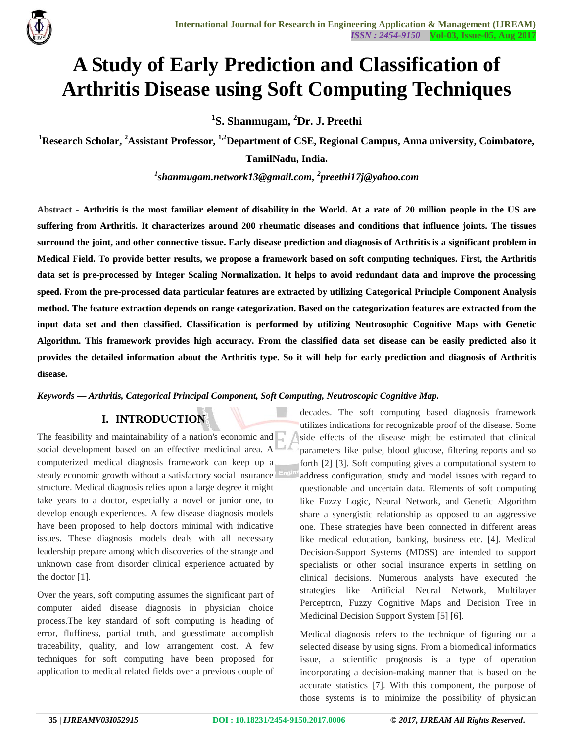# A Study of Early Prediction and Classification of Arthritis Disease using Soft Computing Techniques

**[1]S. Shanmugam, [2]Dr. J. Preethi**

**[1]Research Scholar, [2]Assistant Professor, [1,2]Department of CSE, Regional Campus, Anna university, Coimbatore, TamilNadu, India.**

*[1]shanmugam.network13@gmail.com, [2]preethi17j@yahoo.com*

Abstract - **Arthritis is the most familiar element of disability in the World. At a rate of 20 million people in the US are suffering from Arthritis. It characterizes around 200 rheumatic diseases and conditions that influence joints. The tissues surround the joint, and other connective tissue. Early disease prediction and diagnosis of Arthritis is a significant problem in Medical Field. To provide better results, we propose a framework based on soft computing techniques. First, the Arthritis data set is pre-processed by Integer Scaling Normalization. It helps to avoid redundant data and improve the processing speed. From the pre-processed data particular features are extracted by utilizing Categorical Principle Component Analysis method. The feature extraction depends on range categorization. Based on the categorization features are extracted from the input data set and then classified. Classification is performed by utilizing Neutrosophic Cognitive Maps with Genetic Algorithm. This framework provides high accuracy. From the classified data set disease can be easily predicted also it provides the detailed information about the Arthritis type. So it will help for early prediction and diagnosis of Arthritis disease.**

***Keywords — Arthritis, Categorical Principal Component, Soft Computing, Neutroscopic Cognitive Map.***

## I. INTRODUCTION

The feasibility and maintainability of a nation's economic and social development based on an effective medicinal area. A computerized medical diagnosis framework can keep up a steady economic growth without a satisfactory social insurance structure. Medical diagnosis relies upon a large degree it might take years to a doctor, especially a novel or junior one, to develop enough experiences. A few disease diagnosis models have been proposed to help doctors minimal with indicative issues. These diagnosis models deals with all necessary leadership prepare among which discoveries of the strange and unknown case from disorder clinical experience actuated by the doctor [1].

Over the years, soft computing assumes the significant part of computer aided disease diagnosis in physician choice process.The key standard of soft computing is heading of error, fluffiness, partial truth, and guesstimate accomplish traceability, quality, and low arrangement cost. A few techniques for soft computing have been proposed for application to medical related fields over a previous couple of decades. The soft computing based diagnosis framework utilizes indications for recognizable proof of the disease. Some side effects of the disease might be estimated that clinical parameters like pulse, blood glucose, filtering reports and so forth [2] [3]. Soft computing gives a computational system to address configuration, study and model issues with regard to questionable and uncertain data. Elements of soft computing like Fuzzy Logic, Neural Network, and Genetic Algorithm share a synergistic relationship as opposed to an aggressive one. These strategies have been connected in different areas like medical education, banking, business etc. [4]. Medical Decision-Support Systems (MDSS) are intended to support specialists or other social insurance experts in settling on clinical decisions. Numerous analysts have executed the strategies like Artificial Neural Network, Multilayer Perceptron, Fuzzy Cognitive Maps and Decision Tree in Medicinal Decision Support System [5] [6].

Medical diagnosis refers to the technique of figuring out a selected disease by using signs. From a biomedical informatics issue, a scientific prognosis is a type of operation incorporating a decision-making manner that is based on the accurate statistics [7]. With this component, the purpose of those systems is to minimize the possibility of physician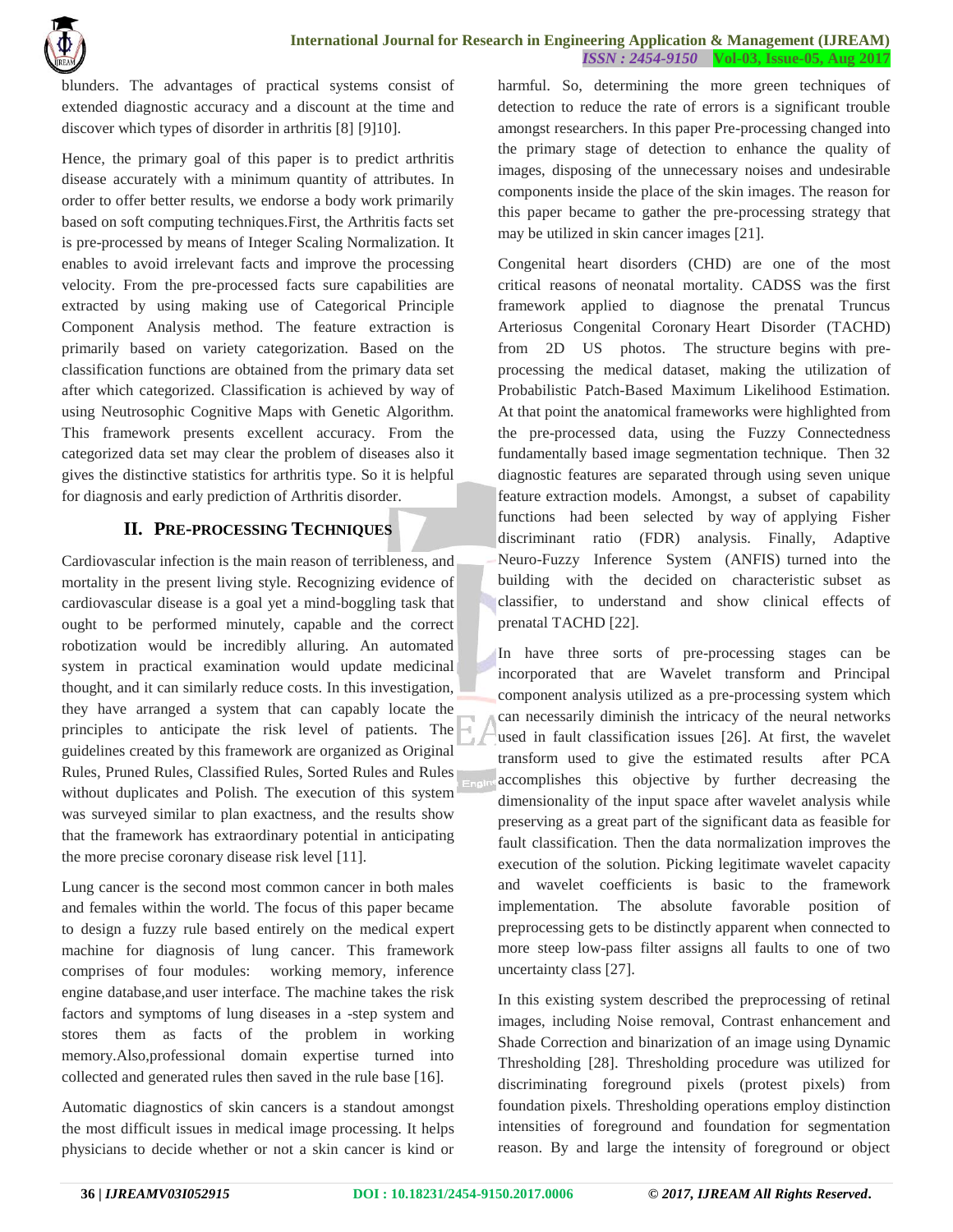blunders. The advantages of practical systems consist of extended diagnostic accuracy and a discount at the time and discover which types of disorder in arthritis [8] [9]10].

Hence, the primary goal of this paper is to predict arthritis disease accurately with a minimum quantity of attributes. In order to offer better results, we endorse a body work primarily based on soft computing techniques.First, the Arthritis facts set is pre-processed by means of Integer Scaling Normalization. It enables to avoid irrelevant facts and improve the processing velocity. From the pre-processed facts sure capabilities are extracted by using making use of Categorical Principle Component Analysis method. The feature extraction is primarily based on variety categorization. Based on the classification functions are obtained from the primary data set after which categorized. Classification is achieved by way of using Neutrosophic Cognitive Maps with Genetic Algorithm. This framework presents excellent accuracy. From the categorized data set may clear the problem of diseases also it gives the distinctive statistics for arthritis type. So it is helpful for diagnosis and early prediction of Arthritis disorder.

## II. Pre-processing Techniques

Cardiovascular infection is the main reason of terribleness, and mortality in the present living style. Recognizing evidence of cardiovascular disease is a goal yet a mind-boggling task that ought to be performed minutely, capable and the correct robotization would be incredibly alluring. An automated system in practical examination would update medicinal thought, and it can similarly reduce costs. In this investigation, they have arranged a system that can capably locate the principles to anticipate the risk level of patients. The guidelines created by this framework are organized as Original Rules, Pruned Rules, Classified Rules, Sorted Rules and Rules without duplicates and Polish. The execution of this system was surveyed similar to plan exactness, and the results show that the framework has extraordinary potential in anticipating the more precise coronary disease risk level [11].

Lung cancer is the second most common cancer in both males and females within the world. The focus of this paper became to design a fuzzy rule based entirely on the medical expert machine for diagnosis of lung cancer. This framework comprises of four modules: working memory, inference engine database,and user interface. The machine takes the risk factors and symptoms of lung diseases in a -step system and stores them as facts of the problem in working memory.Also,professional domain expertise turned into collected and generated rules then saved in the rule base [16].

Automatic diagnostics of skin cancers is a standout amongst the most difficult issues in medical image processing. It helps physicians to decide whether or not a skin cancer is kind or harmful. So, determining the more green techniques of detection to reduce the rate of errors is a significant trouble amongst researchers. In this paper Pre-processing changed into the primary stage of detection to enhance the quality of images, disposing of the unnecessary noises and undesirable components inside the place of the skin images. The reason for this paper became to gather the pre-processing strategy that may be utilized in skin cancer images [21].

Congenital heart disorders (CHD) are one of the most critical reasons of neonatal mortality. CADSS was the first framework applied to diagnose the prenatal Truncus Arteriosus Congenital Coronary Heart Disorder (TACHD) from 2D US photos. The structure begins with pre-processing the medical dataset, making the utilization of Probabilistic Patch-Based Maximum Likelihood Estimation. At that point the anatomical frameworks were highlighted from the pre-processed data, using the Fuzzy Connectedness fundamentally based image segmentation technique. Then 32 diagnostic features are separated through using seven unique feature extraction models. Amongst, a subset of capability functions had been selected by way of applying Fisher discriminant ratio (FDR) analysis. Finally, Adaptive Neuro-Fuzzy Inference System (ANFIS) turned into the building with the decided on characteristic subset as classifier, to understand and show clinical effects of prenatal TACHD [22].

In have three sorts of pre-processing stages can be incorporated that are Wavelet transform and Principal component analysis utilized as a pre-processing system which can necessarily diminish the intricacy of the neural networks used in fault classification issues [26]. At first, the wavelet transform used to give the estimated results after PCA accomplishes this objective by further decreasing the dimensionality of the input space after wavelet analysis while preserving as a great part of the significant data as feasible for fault classification. Then the data normalization improves the execution of the solution. Picking legitimate wavelet capacity and wavelet coefficients is basic to the framework implementation. The absolute favorable position of preprocessing gets to be distinctly apparent when connected to more steep low-pass filter assigns all faults to one of two uncertainty class [27].

In this existing system described the preprocessing of retinal images, including Noise removal, Contrast enhancement and Shade Correction and binarization of an image using Dynamic Thresholding [28]. Thresholding procedure was utilized for discriminating foreground pixels (protest pixels) from foundation pixels. Thresholding operations employ distinction intensities of foreground and foundation for segmentation reason. By and large the intensity of foreground or object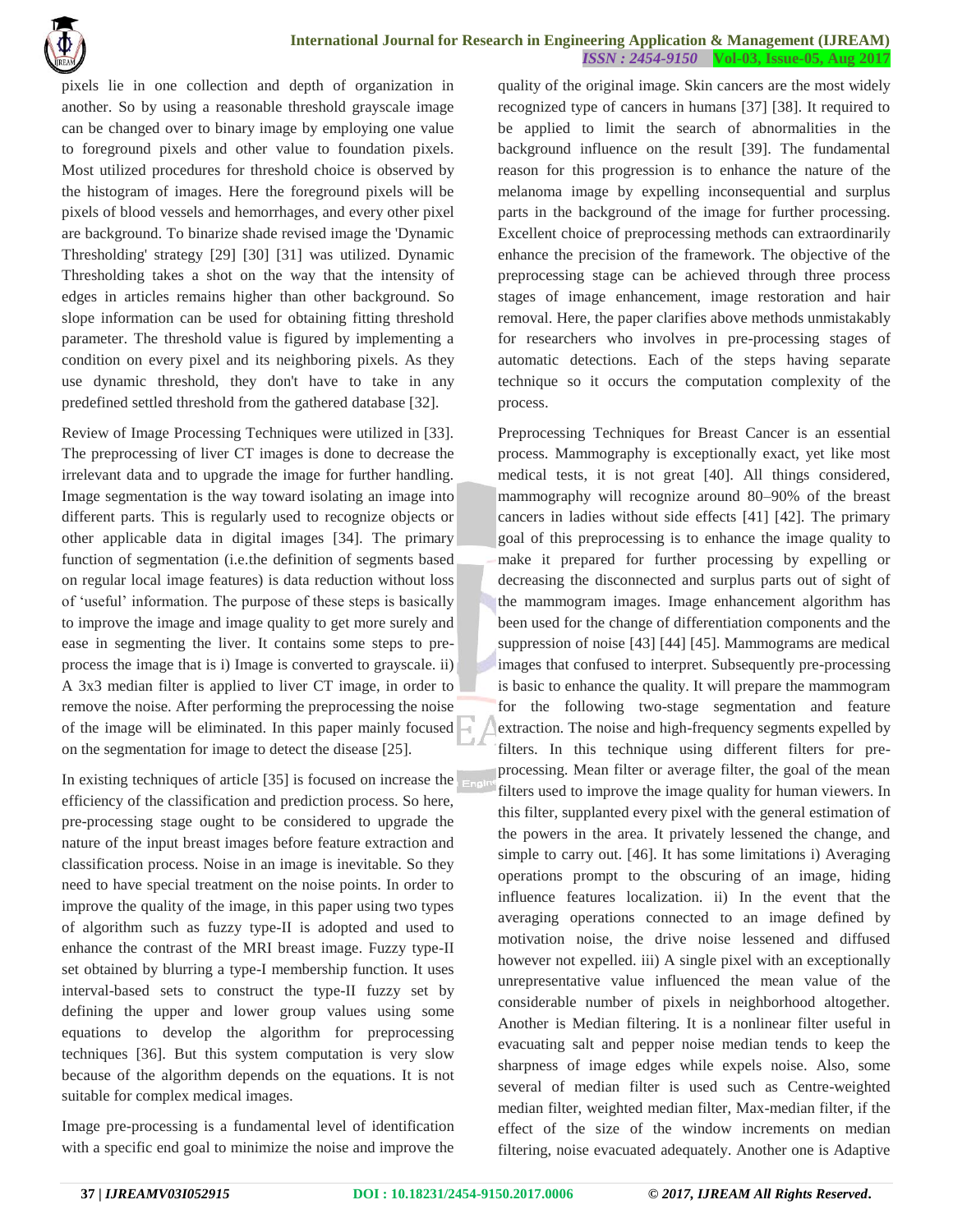pixels lie in one collection and depth of organization in another. So by using a reasonable threshold grayscale image can be changed over to binary image by employing one value to foreground pixels and other value to foundation pixels. Most utilized procedures for threshold choice is observed by the histogram of images. Here the foreground pixels will be pixels of blood vessels and hemorrhages, and every other pixel are background. To binarize shade revised image the 'Dynamic Thresholding' strategy [29] [30] [31] was utilized. Dynamic Thresholding takes a shot on the way that the intensity of edges in articles remains higher than other background. So slope information can be used for obtaining fitting threshold parameter. The threshold value is figured by implementing a condition on every pixel and its neighboring pixels. As they use dynamic threshold, they don't have to take in any predefined settled threshold from the gathered database [32].

Review of Image Processing Techniques were utilized in [33]. The preprocessing of liver CT images is done to decrease the irrelevant data and to upgrade the image for further handling. Image segmentation is the way toward isolating an image into different parts. This is regularly used to recognize objects or other applicable data in digital images [34]. The primary function of segmentation (i.e.the definition of segments based on regular local image features) is data reduction without loss of 'useful' information. The purpose of these steps is basically to improve the image and image quality to get more surely and ease in segmenting the liver. It contains some steps to pre-process the image that is i) Image is converted to grayscale. ii) A 3x3 median filter is applied to liver CT image, in order to remove the noise. After performing the preprocessing the noise of the image will be eliminated. In this paper mainly focused on the segmentation for image to detect the disease [25].

In existing techniques of article [35] is focused on increase the efficiency of the classification and prediction process. So here, pre-processing stage ought to be considered to upgrade the nature of the input breast images before feature extraction and classification process. Noise in an image is inevitable. So they need to have special treatment on the noise points. In order to improve the quality of the image, in this paper using two types of algorithm such as fuzzy type-II is adopted and used to enhance the contrast of the MRI breast image. Fuzzy type-II set obtained by blurring a type-I membership function. It uses interval-based sets to construct the type-II fuzzy set by defining the upper and lower group values using some equations to develop the algorithm for preprocessing techniques [36]. But this system computation is very slow because of the algorithm depends on the equations. It is not suitable for complex medical images.

Image pre-processing is a fundamental level of identification with a specific end goal to minimize the noise and improve the quality of the original image. Skin cancers are the most widely recognized type of cancers in humans [37] [38]. It required to be applied to limit the search of abnormalities in the background influence on the result [39]. The fundamental reason for this progression is to enhance the nature of the melanoma image by expelling inconsequential and surplus parts in the background of the image for further processing. Excellent choice of preprocessing methods can extraordinarily enhance the precision of the framework. The objective of the preprocessing stage can be achieved through three process stages of image enhancement, image restoration and hair removal. Here, the paper clarifies above methods unmistakably for researchers who involves in pre-processing stages of automatic detections. Each of the steps having separate technique so it occurs the computation complexity of the process.

Preprocessing Techniques for Breast Cancer is an essential process. Mammography is exceptionally exact, yet like most medical tests, it is not great [40]. All things considered, mammography will recognize around 80–90% of the breast cancers in ladies without side effects [41] [42]. The primary goal of this preprocessing is to enhance the image quality to make it prepared for further processing by expelling or decreasing the disconnected and surplus parts out of sight of the mammogram images. Image enhancement algorithm has been used for the change of differentiation components and the suppression of noise [43] [44] [45]. Mammograms are medical images that confused to interpret. Subsequently pre-processing is basic to enhance the quality. It will prepare the mammogram for the following two-stage segmentation and feature extraction. The noise and high-frequency segments expelled by filters. In this technique using different filters for pre-processing. Mean filter or average filter, the goal of the mean filters used to improve the image quality for human viewers. In this filter, supplanted every pixel with the general estimation of the powers in the area. It privately lessened the change, and simple to carry out. [46]. It has some limitations i) Averaging operations prompt to the obscuring of an image, hiding influence features localization. ii) In the event that the averaging operations connected to an image defined by motivation noise, the drive noise lessened and diffused however not expelled. iii) A single pixel with an exceptionally unrepresentative value influenced the mean value of the considerable number of pixels in neighborhood altogether. Another is Median filtering. It is a nonlinear filter useful in evacuating salt and pepper noise median tends to keep the sharpness of image edges while expels noise. Also, some several of median filter is used such as Centre-weighted median filter, weighted median filter, Max-median filter, if the effect of the size of the window increments on median filtering, noise evacuated adequately. Another one is Adaptive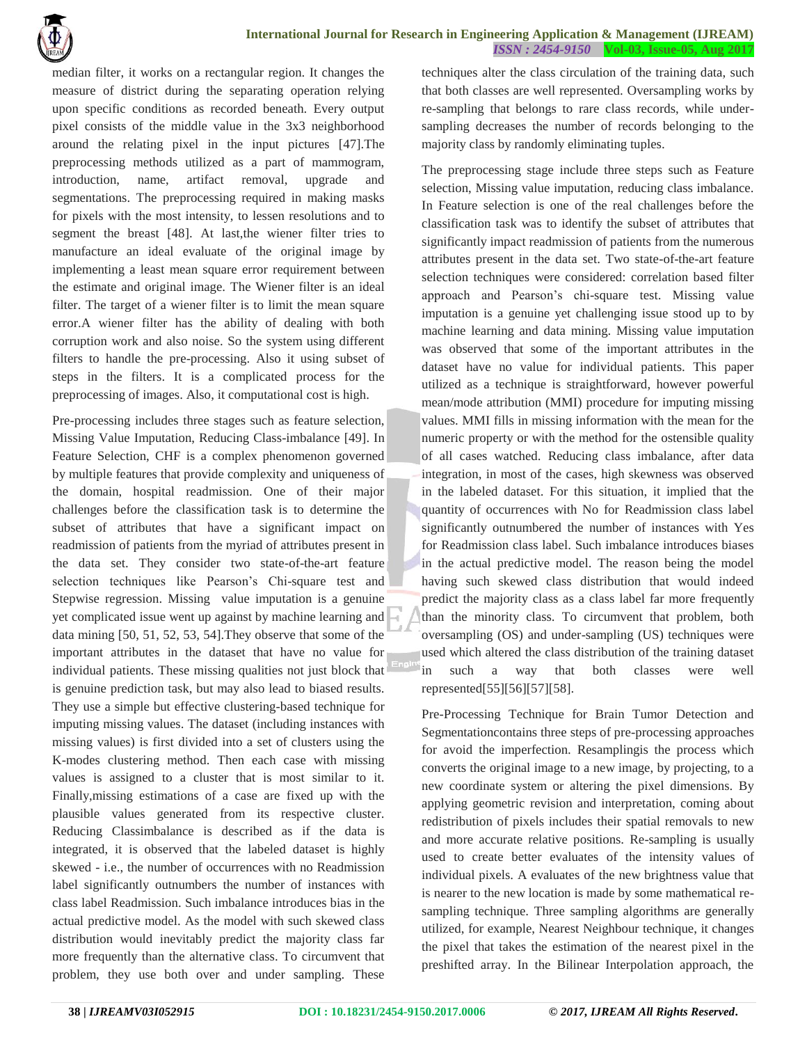median filter, it works on a rectangular region. It changes the measure of district during the separating operation relying upon specific conditions as recorded beneath. Every output pixel consists of the middle value in the 3x3 neighborhood around the relating pixel in the input pictures [47].The preprocessing methods utilized as a part of mammogram, introduction, name, artifact removal, upgrade and segmentations. The preprocessing required in making masks for pixels with the most intensity, to lessen resolutions and to segment the breast [48]. At last,the wiener filter tries to manufacture an ideal evaluate of the original image by implementing a least mean square error requirement between the estimate and original image. The Wiener filter is an ideal filter. The target of a wiener filter is to limit the mean square error.A wiener filter has the ability of dealing with both corruption work and also noise. So the system using different filters to handle the pre-processing. Also it using subset of steps in the filters. It is a complicated process for the preprocessing of images. Also, it computational cost is high.

Pre-processing includes three stages such as feature selection, Missing Value Imputation, Reducing Class-imbalance [49]. In Feature Selection, CHF is a complex phenomenon governed by multiple features that provide complexity and uniqueness of the domain, hospital readmission. One of their major challenges before the classification task is to determine the subset of attributes that have a significant impact on readmission of patients from the myriad of attributes present in the data set. They consider two state-of-the-art feature selection techniques like Pearson's Chi-square test and Stepwise regression. Missing value imputation is a genuine yet complicated issue went up against by machine learning and data mining [50, 51, 52, 53, 54].They observe that some of the important attributes in the dataset that have no value for individual patients. These missing qualities not just block that is genuine prediction task, but may also lead to biased results. They use a simple but effective clustering-based technique for imputing missing values. The dataset (including instances with missing values) is first divided into a set of clusters using the K-modes clustering method. Then each case with missing values is assigned to a cluster that is most similar to it. Finally,missing estimations of a case are fixed up with the plausible values generated from its respective cluster. Reducing Classimbalance is described as if the data is integrated, it is observed that the labeled dataset is highly skewed - i.e., the number of occurrences with no Readmission label significantly outnumbers the number of instances with class label Readmission. Such imbalance introduces bias in the actual predictive model. As the model with such skewed class distribution would inevitably predict the majority class far more frequently than the alternative class. To circumvent that problem, they use both over and under sampling. These techniques alter the class circulation of the training data, such that both classes are well represented. Oversampling works by re-sampling that belongs to rare class records, while under-sampling decreases the number of records belonging to the majority class by randomly eliminating tuples.

The preprocessing stage include three steps such as Feature selection, Missing value imputation, reducing class imbalance. In Feature selection is one of the real challenges before the classification task was to identify the subset of attributes that significantly impact readmission of patients from the numerous attributes present in the data set. Two state-of-the-art feature selection techniques were considered: correlation based filter approach and Pearson's chi-square test. Missing value imputation is a genuine yet challenging issue stood up to by machine learning and data mining. Missing value imputation was observed that some of the important attributes in the dataset have no value for individual patients. This paper utilized as a technique is straightforward, however powerful mean/mode attribution (MMI) procedure for imputing missing values. MMI fills in missing information with the mean for the numeric property or with the method for the ostensible quality of all cases watched. Reducing class imbalance, after data integration, in most of the cases, high skewness was observed in the labeled dataset. For this situation, it implied that the quantity of occurrences with No for Readmission class label significantly outnumbered the number of instances with Yes for Readmission class label. Such imbalance introduces biases in the actual predictive model. The reason being the model having such skewed class distribution that would indeed predict the majority class as a class label far more frequently than the minority class. To circumvent that problem, both oversampling (OS) and under-sampling (US) techniques were used which altered the class distribution of the training dataset in such a way that both classes were well represented[55][56][57][58].

Pre-Processing Technique for Brain Tumor Detection and Segmentationcontains three steps of pre-processing approaches for avoid the imperfection. Resamplingis the process which converts the original image to a new image, by projecting, to a new coordinate system or altering the pixel dimensions. By applying geometric revision and interpretation, coming about redistribution of pixels includes their spatial removals to new and more accurate relative positions. Re-sampling is usually used to create better evaluates of the intensity values of individual pixels. A evaluates of the new brightness value that is nearer to the new location is made by some mathematical re-sampling technique. Three sampling algorithms are generally utilized, for example, Nearest Neighbour technique, it changes the pixel that takes the estimation of the nearest pixel in the preshifted array. In the Bilinear Interpolation approach, the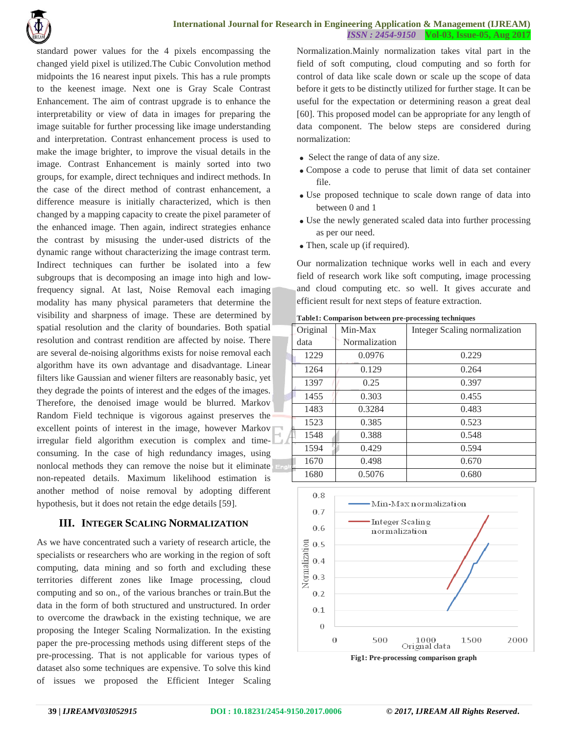standard power values for the 4 pixels encompassing the changed yield pixel is utilized.The Cubic Convolution method midpoints the 16 nearest input pixels. This has a rule prompts to the keenest image. Next one is Gray Scale Contrast Enhancement. The aim of contrast upgrade is to enhance the interpretability or view of data in images for preparing the image suitable for further processing like image understanding and interpretation. Contrast enhancement process is used to make the image brighter, to improve the visual details in the image. Contrast Enhancement is mainly sorted into two groups, for example, direct techniques and indirect methods. In the case of the direct method of contrast enhancement, a difference measure is initially characterized, which is then changed by a mapping capacity to create the pixel parameter of the enhanced image. Then again, indirect strategies enhance the contrast by misusing the under-used districts of the dynamic range without characterizing the image contrast term. Indirect techniques can further be isolated into a few subgroups that is decomposing an image into high and low-frequency signal. At last, Noise Removal each imaging modality has many physical parameters that determine the visibility and sharpness of image. These are determined by spatial resolution and the clarity of boundaries. Both spatial resolution and contrast rendition are affected by noise. There are several de-noising algorithms exists for noise removal each algorithm have its own advantage and disadvantage. Linear filters like Gaussian and wiener filters are reasonably basic, yet they degrade the points of interest and the edges of the images. Therefore, the denoised image would be blurred. Markov Random Field technique is vigorous against preserves the excellent points of interest in the image, however Markov irregular field algorithm execution is complex and time-consuming. In the case of high redundancy images, using nonlocal methods they can remove the noise but it eliminate non-repeated details. Maximum likelihood estimation is another method of noise removal by adopting different hypothesis, but it does not retain the edge details [59].

## III. INTEGER SCALING NORMALIZATION

As we have concentrated such a variety of research article, the specialists or researchers who are working in the region of soft computing, data mining and so forth and excluding these territories different zones like Image processing, cloud computing and so on., of the various branches or train.But the data in the form of both structured and unstructured. In order to overcome the drawback in the existing technique, we are proposing the Integer Scaling Normalization. In the existing paper the pre-processing methods using different steps of the pre-processing. That is not applicable for various types of dataset also some techniques are expensive. To solve this kind of issues we proposed the Efficient Integer Scaling Normalization.Mainly normalization takes vital part in the field of soft computing, cloud computing and so forth for control of data like scale down or scale up the scope of data before it gets to be distinctly utilized for further stage. It can be useful for the expectation or determining reason a great deal [60]. This proposed model can be appropriate for any length of data component. The below steps are considered during normalization:

- Select the range of data of any size.
- Compose a code to peruse that limit of data set container file.
- Use proposed technique to scale down range of data into between 0 and 1
- Use the newly generated scaled data into further processing as per our need.
- Then, scale up (if required).

Our normalization technique works well in each and every field of research work like soft computing, image processing and cloud computing etc. so well. It gives accurate and efficient result for next steps of feature extraction.

**Table1: Comparison between pre-processing techniques**

| Original data | Min-Max Normalization | Integer Scaling normalization |
|---|---|---|
| 1229 | 0.0976 | 0.229 |
| 1264 | 0.129 | 0.264 |
| 1397 | 0.25 | 0.397 |
| 1455 | 0.303 | 0.455 |
| 1483 | 0.3284 | 0.483 |
| 1523 | 0.385 | 0.523 |
| 1548 | 0.388 | 0.548 |
| 1594 | 0.429 | 0.594 |
| 1670 | 0.498 | 0.670 |
| 1680 | 0.5076 | 0.680 |

**Fig1: Pre-processing comparison graph**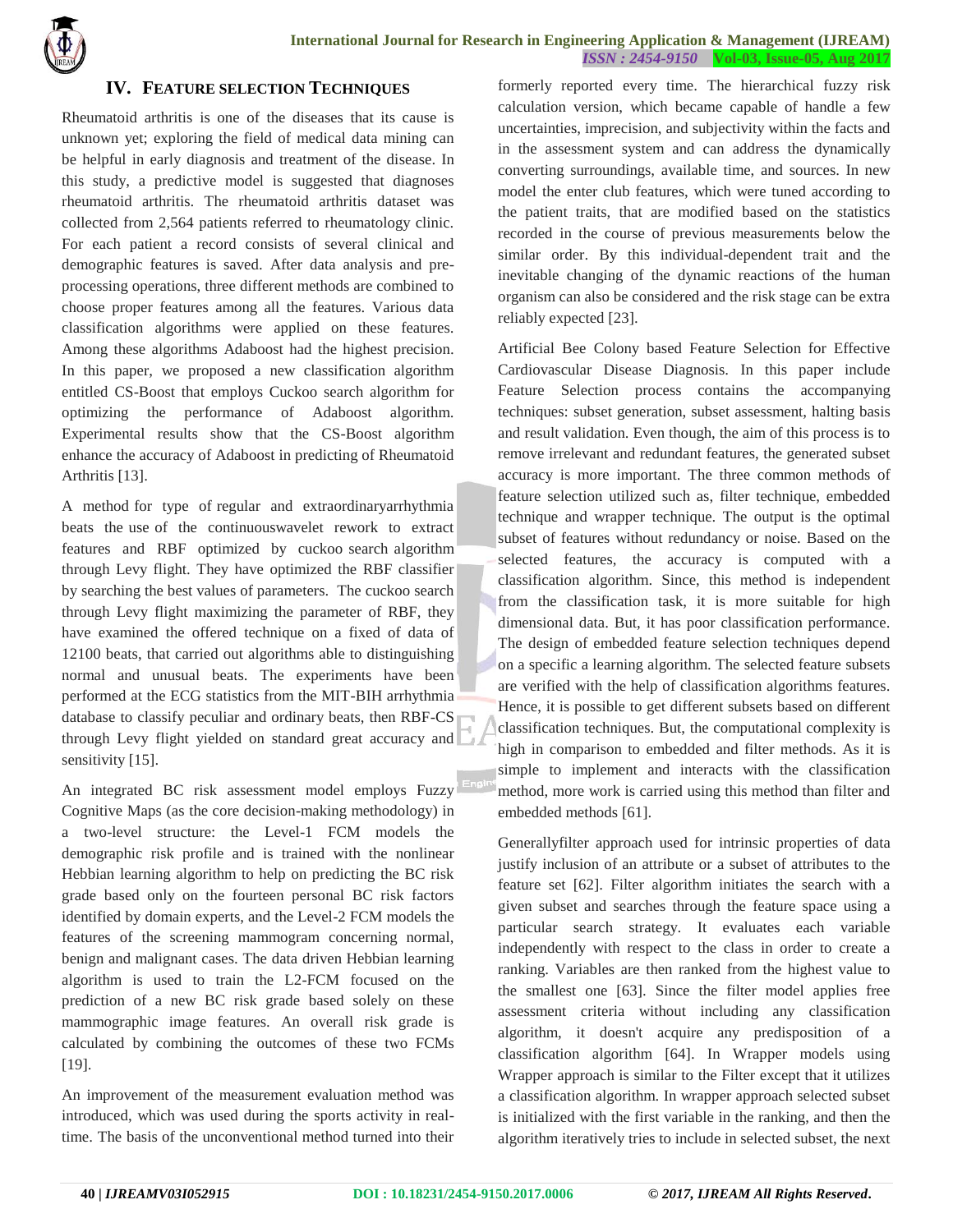## IV. Feature selection Techniques

Rheumatoid arthritis is one of the diseases that its cause is unknown yet; exploring the field of medical data mining can be helpful in early diagnosis and treatment of the disease. In this study, a predictive model is suggested that diagnoses rheumatoid arthritis. The rheumatoid arthritis dataset was collected from 2,564 patients referred to rheumatology clinic. For each patient a record consists of several clinical and demographic features is saved. After data analysis and pre-processing operations, three different methods are combined to choose proper features among all the features. Various data classification algorithms were applied on these features. Among these algorithms Adaboost had the highest precision. In this paper, we proposed a new classification algorithm entitled CS-Boost that employs Cuckoo search algorithm for optimizing the performance of Adaboost algorithm. Experimental results show that the CS-Boost algorithm enhance the accuracy of Adaboost in predicting of Rheumatoid Arthritis [13].

A method for type of regular and extraordinaryarrhythmia beats the use of the continuouswavelet rework to extract features and RBF optimized by cuckoo search algorithm through Levy flight. They have optimized the RBF classifier by searching the best values of parameters. The cuckoo search through Levy flight maximizing the parameter of RBF, they have examined the offered technique on a fixed of data of 12100 beats, that carried out algorithms able to distinguishing normal and unusual beats. The experiments have been performed at the ECG statistics from the MIT-BIH arrhythmia database to classify peculiar and ordinary beats, then RBF-CS through Levy flight yielded on standard great accuracy and sensitivity [15].

An integrated BC risk assessment model employs Fuzzy Cognitive Maps (as the core decision-making methodology) in a two-level structure: the Level-1 FCM models the demographic risk profile and is trained with the nonlinear Hebbian learning algorithm to help on predicting the BC risk grade based only on the fourteen personal BC risk factors identified by domain experts, and the Level-2 FCM models the features of the screening mammogram concerning normal, benign and malignant cases. The data driven Hebbian learning algorithm is used to train the L2-FCM focused on the prediction of a new BC risk grade based solely on these mammographic image features. An overall risk grade is calculated by combining the outcomes of these two FCMs [19].

An improvement of the measurement evaluation method was introduced, which was used during the sports activity in real-time. The basis of the unconventional method turned into their formerly reported every time. The hierarchical fuzzy risk calculation version, which became capable of handle a few uncertainties, imprecision, and subjectivity within the facts and in the assessment system and can address the dynamically converting surroundings, available time, and sources. In new model the enter club features, which were tuned according to the patient traits, that are modified based on the statistics recorded in the course of previous measurements below the similar order. By this individual-dependent trait and the inevitable changing of the dynamic reactions of the human organism can also be considered and the risk stage can be extra reliably expected [23].

Artificial Bee Colony based Feature Selection for Effective Cardiovascular Disease Diagnosis. In this paper include Feature Selection process contains the accompanying techniques: subset generation, subset assessment, halting basis and result validation. Even though, the aim of this process is to remove irrelevant and redundant features, the generated subset accuracy is more important. The three common methods of feature selection utilized such as, filter technique, embedded technique and wrapper technique. The output is the optimal subset of features without redundancy or noise. Based on the selected features, the accuracy is computed with a classification algorithm. Since, this method is independent from the classification task, it is more suitable for high dimensional data. But, it has poor classification performance. The design of embedded feature selection techniques depend on a specific a learning algorithm. The selected feature subsets are verified with the help of classification algorithms features. Hence, it is possible to get different subsets based on different classification techniques. But, the computational complexity is high in comparison to embedded and filter methods. As it is simple to implement and interacts with the classification method, more work is carried using this method than filter and embedded methods [61].

Generallyfilter approach used for intrinsic properties of data justify inclusion of an attribute or a subset of attributes to the feature set [62]. Filter algorithm initiates the search with a given subset and searches through the feature space using a particular search strategy. It evaluates each variable independently with respect to the class in order to create a ranking. Variables are then ranked from the highest value to the smallest one [63]. Since the filter model applies free assessment criteria without including any classification algorithm, it doesn't acquire any predisposition of a classification algorithm [64]. In Wrapper models using Wrapper approach is similar to the Filter except that it utilizes a classification algorithm. In wrapper approach selected subset is initialized with the first variable in the ranking, and then the algorithm iteratively tries to include in selected subset, the next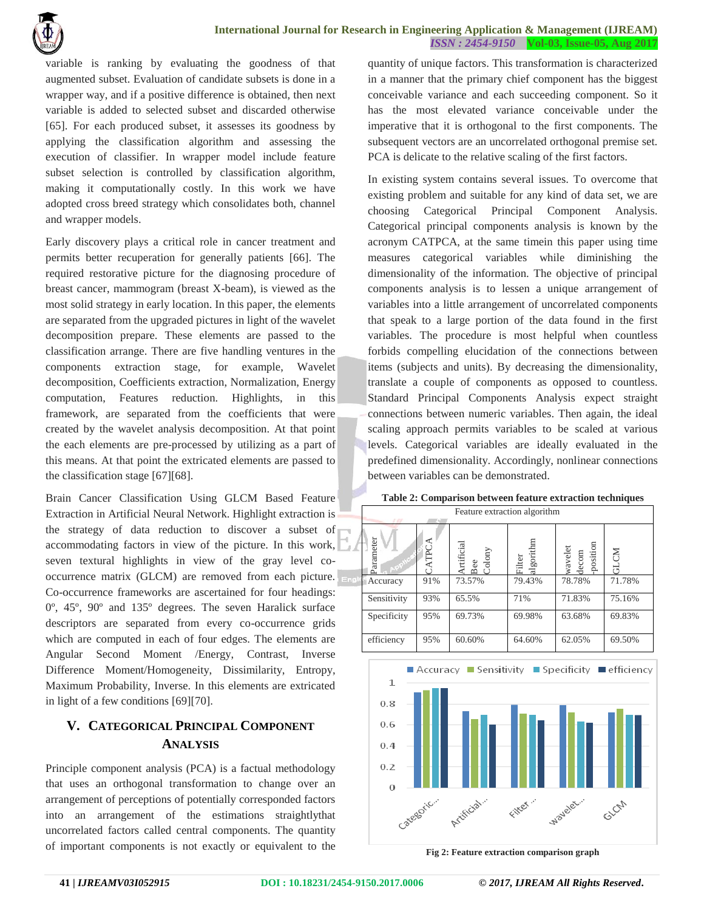variable is ranking by evaluating the goodness of that augmented subset. Evaluation of candidate subsets is done in a wrapper way, and if a positive difference is obtained, then next variable is added to selected subset and discarded otherwise [65]. For each produced subset, it assesses its goodness by applying the classification algorithm and assessing the execution of classifier. In wrapper model include feature subset selection is controlled by classification algorithm, making it computationally costly. In this work we have adopted cross breed strategy which consolidates both, channel and wrapper models.

Early discovery plays a critical role in cancer treatment and permits better recuperation for generally patients [66]. The required restorative picture for the diagnosing procedure of breast cancer, mammogram (breast X-beam), is viewed as the most solid strategy in early location. In this paper, the elements are separated from the upgraded pictures in light of the wavelet decomposition prepare. These elements are passed to the classification arrange. There are five handling ventures in the components extraction stage, for example, Wavelet decomposition, Coefficients extraction, Normalization, Energy computation, Features reduction. Highlights, in this framework, are separated from the coefficients that were created by the wavelet analysis decomposition. At that point the each elements are pre-processed by utilizing as a part of this means. At that point the extricated elements are passed to the classification stage [67][68].

Brain Cancer Classification Using GLCM Based Feature Extraction in Artificial Neural Network. Highlight extraction is the strategy of data reduction to discover a subset of accommodating factors in view of the picture. In this work, seven textural highlights in view of the gray level co-occurrence matrix (GLCM) are removed from each picture. Co-occurrence frameworks are ascertained for four headings: 0º, 45º, 90º and 135º degrees. The seven Haralick surface descriptors are separated from every co-occurrence grids which are computed in each of four edges. The elements are Angular Second Moment /Energy, Contrast, Inverse Difference Moment/Homogeneity, Dissimilarity, Entropy, Maximum Probability, Inverse. In this elements are extricated in light of a few conditions [69][70].

## V. CATEGORICAL PRINCIPAL COMPONENT ANALYSIS

Principle component analysis (PCA) is a factual methodology that uses an orthogonal transformation to change over an arrangement of perceptions of potentially corresponded factors into an arrangement of the estimations straightlythat uncorrelated factors called central components. The quantity of important components is not exactly or equivalent to the quantity of unique factors. This transformation is characterized in a manner that the primary chief component has the biggest conceivable variance and each succeeding component. So it has the most elevated variance conceivable under the imperative that it is orthogonal to the first components. The subsequent vectors are an uncorrelated orthogonal premise set. PCA is delicate to the relative scaling of the first factors.

In existing system contains several issues. To overcome that existing problem and suitable for any kind of data set, we are choosing Categorical Principal Component Analysis. Categorical principal components analysis is known by the acronym CATPCA, at the same timein this paper using time measures categorical variables while diminishing the dimensionality of the information. The objective of principal components analysis is to lessen a unique arrangement of variables into a little arrangement of uncorrelated components that speak to a large portion of the data found in the first variables. The procedure is most helpful when countless forbids compelling elucidation of the connections between items (subjects and units). By decreasing the dimensionality, translate a couple of components as opposed to countless. Standard Principal Components Analysis expect straight connections between numeric variables. Then again, the ideal scaling approach permits variables to be scaled at various levels. Categorical variables are ideally evaluated in the predefined dimensionality. Accordingly, nonlinear connections between variables can be demonstrated.

**Table 2: Comparison between feature extraction techniques**

| Feature extraction algorithm | | | | | |
|---|---|---|---|---|---|
| Parameter | CATPCA | Artificial Bee Colony | Filter algorithm | wavelet decom -position | GLCM |
| Accuracy | 91% | 73.57% | 79.43% | 78.78% | 71.78% |
| Sensitivity | 93% | 65.5% | 71% | 71.83% | 75.16% |
| Specificity | 95% | 69.73% | 69.98% | 63.68% | 69.83% |
| efficiency | 95% | 60.60% | 64.60% | 62.05% | 69.50% |

Fig 2: Feature extraction comparison graph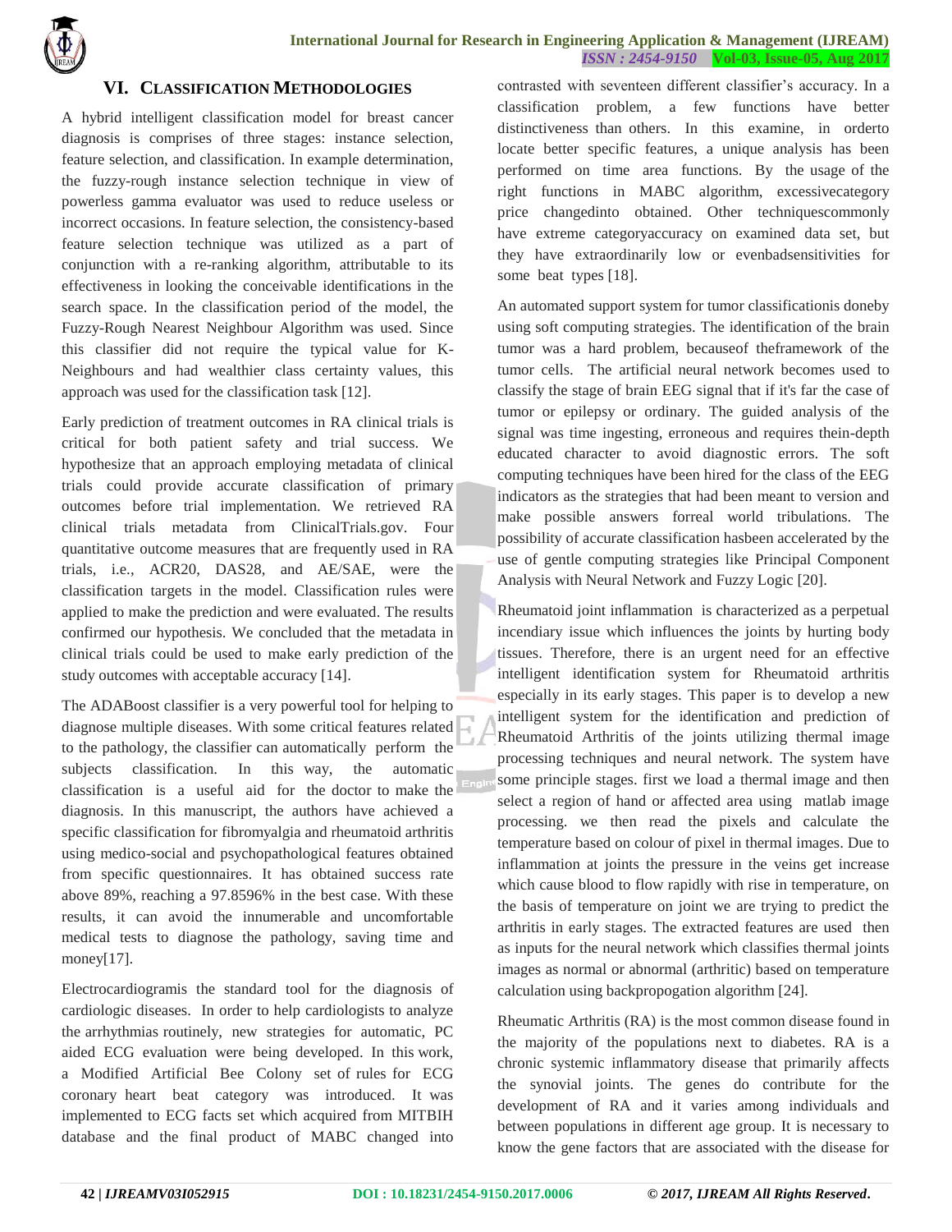## VI. CLASSIFICATION METHODOLOGIES

A hybrid intelligent classification model for breast cancer diagnosis is comprises of three stages: instance selection, feature selection, and classification. In example determination, the fuzzy-rough instance selection technique in view of powerless gamma evaluator was used to reduce useless or incorrect occasions. In feature selection, the consistency-based feature selection technique was utilized as a part of conjunction with a re-ranking algorithm, attributable to its effectiveness in looking the conceivable identifications in the search space. In the classification period of the model, the Fuzzy-Rough Nearest Neighbour Algorithm was used. Since this classifier did not require the typical value for K-Neighbours and had wealthier class certainty values, this approach was used for the classification task [12].

Early prediction of treatment outcomes in RA clinical trials is critical for both patient safety and trial success. We hypothesize that an approach employing metadata of clinical trials could provide accurate classification of primary outcomes before trial implementation. We retrieved RA clinical trials metadata from ClinicalTrials.gov. Four quantitative outcome measures that are frequently used in RA trials, i.e., ACR20, DAS28, and AE/SAE, were the classification targets in the model. Classification rules were applied to make the prediction and were evaluated. The results confirmed our hypothesis. We concluded that the metadata in clinical trials could be used to make early prediction of the study outcomes with acceptable accuracy [14].

The ADABoost classifier is a very powerful tool for helping to diagnose multiple diseases. With some critical features related to the pathology, the classifier can automatically perform the subjects classification. In this way, the automatic classification is a useful aid for the doctor to make the diagnosis. In this manuscript, the authors have achieved a specific classification for fibromyalgia and rheumatoid arthritis using medico-social and psychopathological features obtained from specific questionnaires. It has obtained success rate above 89%, reaching a 97.8596% in the best case. With these results, it can avoid the innumerable and uncomfortable medical tests to diagnose the pathology, saving time and money[17].

Electrocardiogramis the standard tool for the diagnosis of cardiologic diseases. In order to help cardiologists to analyze the arrhythmias routinely, new strategies for automatic, PC aided ECG evaluation were being developed. In this work, a Modified Artificial Bee Colony set of rules for ECG coronary heart beat category was introduced. It was implemented to ECG facts set which acquired from MITBIH database and the final product of MABC changed into contrasted with seventeen different classifier's accuracy. In a classification problem, a few functions have better distinctiveness than others. In this examine, in orderto locate better specific features, a unique analysis has been performed on time area functions. By the usage of the right functions in MABC algorithm, excessivecategory price changedinto obtained. Other techniquescommonly have extreme categoryaccuracy on examined data set, but they have extraordinarily low or evenbadsensitivities for some beat types [18].

An automated support system for tumor classificationis doneby using soft computing strategies. The identification of the brain tumor was a hard problem, becauseof theframework of the tumor cells. The artificial neural network becomes used to classify the stage of brain EEG signal that if it's far the case of tumor or epilepsy or ordinary. The guided analysis of the signal was time ingesting, erroneous and requires thein-depth educated character to avoid diagnostic errors. The soft computing techniques have been hired for the class of the EEG indicators as the strategies that had been meant to version and make possible answers forreal world tribulations. The possibility of accurate classification hasbeen accelerated by the use of gentle computing strategies like Principal Component Analysis with Neural Network and Fuzzy Logic [20].

Rheumatoid joint inflammation is characterized as a perpetual incendiary issue which influences the joints by hurting body tissues. Therefore, there is an urgent need for an effective intelligent identification system for Rheumatoid arthritis especially in its early stages. This paper is to develop a new intelligent system for the identification and prediction of Rheumatoid Arthritis of the joints utilizing thermal image processing techniques and neural network. The system have some principle stages. first we load a thermal image and then select a region of hand or affected area using matlab image processing. we then read the pixels and calculate the temperature based on colour of pixel in thermal images. Due to inflammation at joints the pressure in the veins get increase which cause blood to flow rapidly with rise in temperature, on the basis of temperature on joint we are trying to predict the arthritis in early stages. The extracted features are used then as inputs for the neural network which classifies thermal joints images as normal or abnormal (arthritic) based on temperature calculation using backpropogation algorithm [24].

Rheumatic Arthritis (RA) is the most common disease found in the majority of the populations next to diabetes. RA is a chronic systemic inflammatory disease that primarily affects the synovial joints. The genes do contribute for the development of RA and it varies among individuals and between populations in different age group. It is necessary to know the gene factors that are associated with the disease for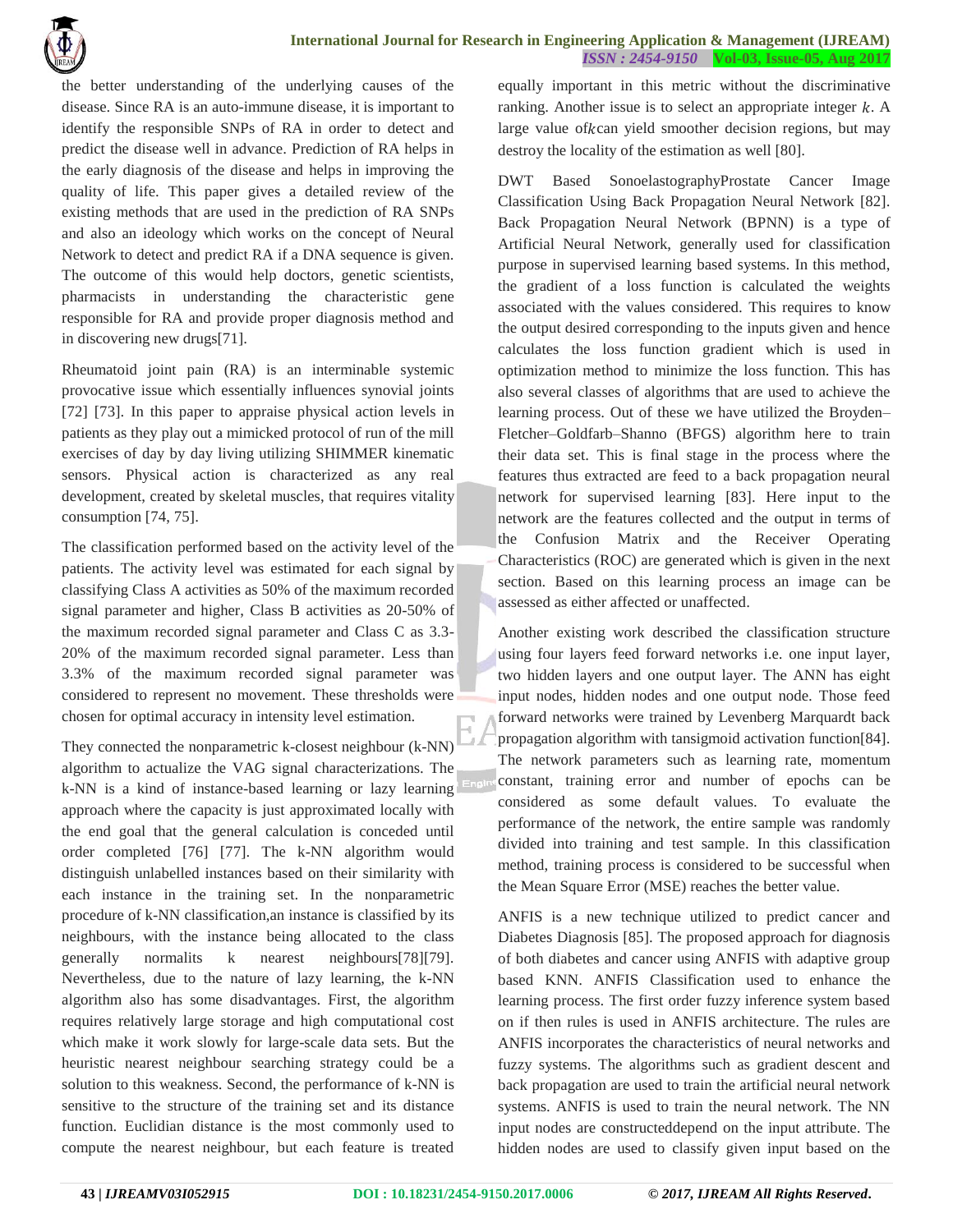the better understanding of the underlying causes of the disease. Since RA is an auto-immune disease, it is important to identify the responsible SNPs of RA in order to detect and predict the disease well in advance. Prediction of RA helps in the early diagnosis of the disease and helps in improving the quality of life. This paper gives a detailed review of the existing methods that are used in the prediction of RA SNPs and also an ideology which works on the concept of Neural Network to detect and predict RA if a DNA sequence is given. The outcome of this would help doctors, genetic scientists, pharmacists in understanding the characteristic gene responsible for RA and provide proper diagnosis method and in discovering new drugs[71].

Rheumatoid joint pain (RA) is an interminable systemic provocative issue which essentially influences synovial joints [72] [73]. In this paper to appraise physical action levels in patients as they play out a mimicked protocol of run of the mill exercises of day by day living utilizing SHIMMER kinematic sensors. Physical action is characterized as any real development, created by skeletal muscles, that requires vitality consumption [74, 75].

The classification performed based on the activity level of the patients. The activity level was estimated for each signal by classifying Class A activities as 50% of the maximum recorded signal parameter and higher, Class B activities as 20-50% of the maximum recorded signal parameter and Class C as 3.3-20% of the maximum recorded signal parameter. Less than 3.3% of the maximum recorded signal parameter was considered to represent no movement. These thresholds were chosen for optimal accuracy in intensity level estimation.

They connected the nonparametric k-closest neighbour (k-NN) algorithm to actualize the VAG signal characterizations. The k-NN is a kind of instance-based learning or lazy learning approach where the capacity is just approximated locally with the end goal that the general calculation is conceded until order completed [76] [77]. The k-NN algorithm would distinguish unlabelled instances based on their similarity with each instance in the training set. In the nonparametric procedure of k-NN classification,an instance is classified by its neighbours, with the instance being allocated to the class generally normalits k nearest neighbours[78][79]. Nevertheless, due to the nature of lazy learning, the k-NN algorithm also has some disadvantages. First, the algorithm requires relatively large storage and high computational cost which make it work slowly for large-scale data sets. But the heuristic nearest neighbour searching strategy could be a solution to this weakness. Second, the performance of k-NN is sensitive to the structure of the training set and its distance function. Euclidian distance is the most commonly used to compute the nearest neighbour, but each feature is treated equally important in this metric without the discriminative ranking. Another issue is to select an appropriate integer $k$. A large value of$k$can yield smoother decision regions, but may destroy the locality of the estimation as well [80].

DWT Based SonoelastographyProstate Cancer Image Classification Using Back Propagation Neural Network [82]. Back Propagation Neural Network (BPNN) is a type of Artificial Neural Network, generally used for classification purpose in supervised learning based systems. In this method, the gradient of a loss function is calculated the weights associated with the values considered. This requires to know the output desired corresponding to the inputs given and hence calculates the loss function gradient which is used in optimization method to minimize the loss function. This has also several classes of algorithms that are used to achieve the learning process. Out of these we have utilized the Broyden–Fletcher–Goldfarb–Shanno (BFGS) algorithm here to train their data set. This is final stage in the process where the features thus extracted are feed to a back propagation neural network for supervised learning [83]. Here input to the network are the features collected and the output in terms of the Confusion Matrix and the Receiver Operating Characteristics (ROC) are generated which is given in the next section. Based on this learning process an image can be assessed as either affected or unaffected.

Another existing work described the classification structure using four layers feed forward networks i.e. one input layer, two hidden layers and one output layer. The ANN has eight input nodes, hidden nodes and one output node. Those feed forward networks were trained by Levenberg Marquardt back propagation algorithm with tansigmoid activation function[84]. The network parameters such as learning rate, momentum constant, training error and number of epochs can be considered as some default values. To evaluate the performance of the network, the entire sample was randomly divided into training and test sample. In this classification method, training process is considered to be successful when the Mean Square Error (MSE) reaches the better value.

ANFIS is a new technique utilized to predict cancer and Diabetes Diagnosis [85]. The proposed approach for diagnosis of both diabetes and cancer using ANFIS with adaptive group based KNN. ANFIS Classification used to enhance the learning process. The first order fuzzy inference system based on if then rules is used in ANFIS architecture. The rules are ANFIS incorporates the characteristics of neural networks and fuzzy systems. The algorithms such as gradient descent and back propagation are used to train the artificial neural network systems. ANFIS is used to train the neural network. The NN input nodes are constructeddepend on the input attribute. The hidden nodes are used to classify given input based on the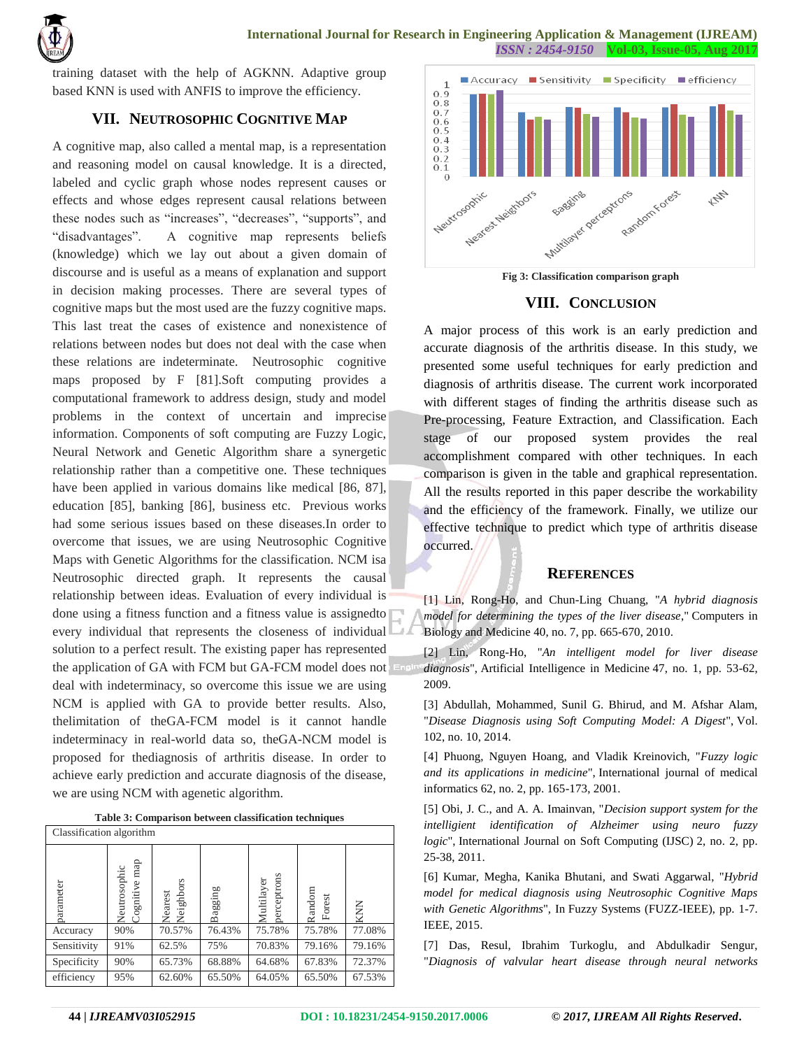training dataset with the help of AGKNN. Adaptive group based KNN is used with ANFIS to improve the efficiency.

## VII. NEUTROSOPHIC COGNITIVE MAP

A cognitive map, also called a mental map, is a representation and reasoning model on causal knowledge. It is a directed, labeled and cyclic graph whose nodes represent causes or effects and whose edges represent causal relations between these nodes such as "increases", "decreases", "supports", and "disadvantages". A cognitive map represents beliefs (knowledge) which we lay out about a given domain of discourse and is useful as a means of explanation and support in decision making processes. There are several types of cognitive maps but the most used are the fuzzy cognitive maps. This last treat the cases of existence and nonexistence of relations between nodes but does not deal with the case when these relations are indeterminate. Neutrosophic cognitive maps proposed by F [81].Soft computing provides a computational framework to address design, study and model problems in the context of uncertain and imprecise information. Components of soft computing are Fuzzy Logic, Neural Network and Genetic Algorithm share a synergetic relationship rather than a competitive one. These techniques have been applied in various domains like medical [86, 87], education [85], banking [86], business etc. Previous works had some serious issues based on these diseases.In order to overcome that issues, we are using Neutrosophic Cognitive Maps with Genetic Algorithms for the classification. NCM isa Neutrosophic directed graph. It represents the causal relationship between ideas. Evaluation of every individual is done using a fitness function and a fitness value is assignedto every individual that represents the closeness of individual solution to a perfect result. The existing paper has represented the application of GA with FCM but GA-FCM model does not deal with indeterminacy, so overcome this issue we are using NCM is applied with GA to provide better results. Also, thelimitation of theGA-FCM model is it cannot handle indeterminacy in real-world data so, theGA-NCM model is proposed for thediagnosis of arthritis disease. In order to achieve early prediction and accurate diagnosis of the disease, we are using NCM with agenetic algorithm.

**Table 3: Comparison between classification techniques**

| Classification algorithm | | | | | | |
|---|---|---|---|---|---|---|
| parameter | Neutrosophic Cognitive map | Nearest Neighbors | Bagging | Multilayer perceptrons | Random Forest | KNN |
| Accuracy | 90% | 70.57% | 76.43% | 75.78% | 75.78% | 77.08% |
| Sensitivity | 91% | 62.5% | 75% | 70.83% | 79.16% | 79.16% |
| Specificity | 90% | 65.73% | 68.88% | 64.68% | 67.83% | 72.37% |
| efficiency | 95% | 62.60% | 65.50% | 64.05% | 65.50% | 67.53% |

Fig 3: Classification comparison graph

## VIII. CONCLUSION

A major process of this work is an early prediction and accurate diagnosis of the arthritis disease. In this study, we presented some useful techniques for early prediction and diagnosis of arthritis disease. The current work incorporated with different stages of finding the arthritis disease such as Pre-processing, Feature Extraction, and Classification. Each stage of our proposed system provides the real accomplishment compared with other techniques. In each comparison is given in the table and graphical representation. All the results reported in this paper describe the workability and the efficiency of the framework. Finally, we utilize our effective technique to predict which type of arthritis disease occurred.

## REFERENCES

[1] Lin, Rong-Ho, and Chun-Ling Chuang, "*A hybrid diagnosis model for determining the types of the liver disease*," Computers in Biology and Medicine 40, no. 7, pp. 665-670, 2010.

[2] Lin, Rong-Ho, "*An intelligent model for liver disease diagnosis*", Artificial Intelligence in Medicine 47, no. 1, pp. 53-62, 2009.

[3] Abdullah, Mohammed, Sunil G. Bhirud, and M. Afshar Alam, "*Disease Diagnosis using Soft Computing Model: A Digest*", Vol. 102, no. 10, 2014.

[4] Phuong, Nguyen Hoang, and Vladik Kreinovich, "*Fuzzy logic and its applications in medicine*", International journal of medical informatics 62, no. 2, pp. 165-173, 2001.

[5] Obi, J. C., and A. A. Imainvan, "*Decision support system for the intelligent identification of Alzheimer using neuro fuzzy logic*", International Journal on Soft Computing (IJSC) 2, no. 2, pp. 25-38, 2011.

[6] Kumar, Megha, Kanika Bhutani, and Swati Aggarwal, "*Hybrid model for medical diagnosis using Neutrosophic Cognitive Maps with Genetic Algorithms*", In Fuzzy Systems (FUZZ-IEEE), pp. 1-7. IEEE, 2015.

[7] Das, Resul, Ibrahim Turkoglu, and Abdulkadir Sengur, "*Diagnosis of valvular heart disease through neural networks*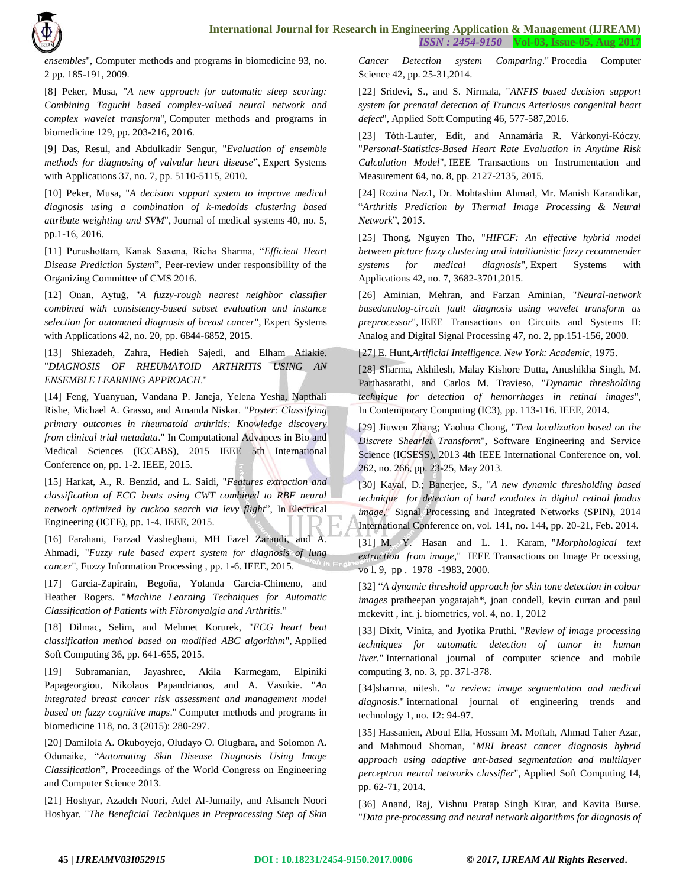*ensembles*", Computer methods and programs in biomedicine 93, no. 2 pp. 185-191, 2009.

[8] Peker, Musa, "*A new approach for automatic sleep scoring: Combining Taguchi based complex-valued neural network and complex wavelet transform*", Computer methods and programs in biomedicine 129, pp. 203-216, 2016.

[9] Das, Resul, and Abdulkadir Sengur, "*Evaluation of ensemble methods for diagnosing of valvular heart disease*", Expert Systems with Applications 37, no. 7, pp. 5110-5115, 2010.

[10] Peker, Musa, "*A decision support system to improve medical diagnosis using a combination of k-medoids clustering based attribute weighting and SVM*", Journal of medical systems 40, no. 5, pp.1-16, 2016.

[11] Purushottam, Kanak Saxena, Richa Sharma, "*Efficient Heart Disease Prediction System*", Peer-review under responsibility of the Organizing Committee of CMS 2016.

[12] Onan, Aytuğ, "*A fuzzy-rough nearest neighbor classifier combined with consistency-based subset evaluation and instance selection for automated diagnosis of breast cancer*", Expert Systems with Applications 42, no. 20, pp. 6844-6852, 2015.

[13] Shiezadeh, Zahra, Hedieh Sajedi, and Elham Aflakie. "*DIAGNOSIS OF RHEUMATOID ARTHRITIS USING AN ENSEMBLE LEARNING APPROACH*."

[14] Feng, Yuanyuan, Vandana P. Janeja, Yelena Yesha, Napthali Rishe, Michael A. Grasso, and Amanda Niskar. "*Poster: Classifying primary outcomes in rheumatoid arthritis: Knowledge discovery from clinical trial metadata*." In Computational Advances in Bio and Medical Sciences (ICCABS), 2015 IEEE 5th International Conference on, pp. 1-2. IEEE, 2015.

[15] Harkat, A., R. Benzid, and L. Saidi, "*Features extraction and classification of ECG beats using CWT combined to RBF neural network optimized by cuckoo search via levy flight*", In Electrical Engineering (ICEE), pp. 1-4. IEEE, 2015.

[16] Farahani, Farzad Vasheghani, MH Fazel Zarandi, and A. Ahmadi, "*Fuzzy rule based expert system for diagnosis of lung cancer*", Fuzzy Information Processing , pp. 1-6. IEEE, 2015.

[17] Garcia-Zapirain, Begoña, Yolanda Garcia-Chimeno, and Heather Rogers. "*Machine Learning Techniques for Automatic Classification of Patients with Fibromyalgia and Arthritis*."

[18] Dilmac, Selim, and Mehmet Korurek, "*ECG heart beat classification method based on modified ABC algorithm*", Applied Soft Computing 36, pp. 641-655, 2015.

[19] Subramanian, Jayashree, Akila Karmegam, Elpiniki Papageorgiou, Nikolaos Papandrianos, and A. Vasukie. "*An integrated breast cancer risk assessment and management model based on fuzzy cognitive maps*." Computer methods and programs in biomedicine 118, no. 3 (2015): 280-297.

[20] Damilola A. Okuboyejo, Oludayo O. Olugbara, and Solomon A. Odunaike, "*Automating Skin Disease Diagnosis Using Image Classification*", Proceedings of the World Congress on Engineering and Computer Science 2013.

[21] Hoshyar, Azadeh Noori, Adel Al-Jumaily, and Afsaneh Noori Hoshyar. "*The Beneficial Techniques in Preprocessing Step of Skin Cancer Detection system Comparing*." Procedia Computer Science 42, pp. 25-31,2014.

[22] Sridevi, S., and S. Nirmala, "*ANFIS based decision support system for prenatal detection of Truncus Arteriosus congenital heart defect*", Applied Soft Computing 46, 577-587,2016.

[23] Tóth-Laufer, Edit, and Annamária R. Várkonyi-Kóczy. "*Personal-Statistics-Based Heart Rate Evaluation in Anytime Risk Calculation Model*", IEEE Transactions on Instrumentation and Measurement 64, no. 8, pp. 2127-2135, 2015.

[24] Rozina Naz1, Dr. Mohtashim Ahmad, Mr. Manish Karandikar, "*Arthritis Prediction by Thermal Image Processing & Neural Network*", 2015.

[25] Thong, Nguyen Tho, "*HIFCF: An effective hybrid model between picture fuzzy clustering and intuitionistic fuzzy recommender systems for medical diagnosis*", Expert Systems with Applications 42, no. 7, 3682-3701,2015.

[26] Aminian, Mehran, and Farzan Aminian, "*Neural-network basedanalog-circuit fault diagnosis using wavelet transform as preprocessor*", IEEE Transactions on Circuits and Systems II: Analog and Digital Signal Processing 47, no. 2, pp.151-156, 2000.

[27] E. Hunt,*Artificial Intelligence. New York: Academic*, 1975.

[28] Sharma, Akhilesh, Malay Kishore Dutta, Anushikha Singh, M. Parthasarathi, and Carlos M. Travieso, "*Dynamic thresholding technique for detection of hemorrhages in retinal images*", In Contemporary Computing (IC3), pp. 113-116. IEEE, 2014.

[29] Jiuwen Zhang; Yaohua Chong, "*Text localization based on the Discrete Shearlet Transform*", Software Engineering and Service Science (ICSESS), 2013 4th IEEE International Conference on, vol. 262, no. 266, pp. 23-25, May 2013.

[30] Kayal, D.; Banerjee, S., "*A new dynamic thresholding based technique for detection of hard exudates in digital retinal fundus image*," Signal Processing and Integrated Networks (SPIN), 2014 International Conference on, vol. 141, no. 144, pp. 20-21, Feb. 2014.

[31] M. Y. Hasan and L. 1. Karam, "*Morphological text extraction from image*," IEEE Transactions on Image Pr ocessing, vo l. 9, pp . 1978 -1983, 2000.

[32] "*A dynamic threshold approach for skin tone detection in colour images* pratheepan yogarajah\*, joan condell, kevin curran and paul mckevitt , int. j. biometrics, vol. 4, no. 1, 2012

[33] Dixit, Vinita, and Jyotika Pruthi. "*Review of image processing techniques for automatic detection of tumor in human liver*." International journal of computer science and mobile computing 3, no. 3, pp. 371-378.

[34]sharma, nitesh. "*a review: image segmentation and medical diagnosis*." international journal of engineering trends and technology 1, no. 12: 94-97.

[35] Hassanien, Aboul Ella, Hossam M. Moftah, Ahmad Taher Azar, and Mahmoud Shoman, "*MRI breast cancer diagnosis hybrid approach using adaptive ant-based segmentation and multilayer perceptron neural networks classifier*", Applied Soft Computing 14, pp. 62-71, 2014.

[36] Anand, Raj, Vishnu Pratap Singh Kirar, and Kavita Burse. "*Data pre-processing and neural network algorithms for diagnosis of*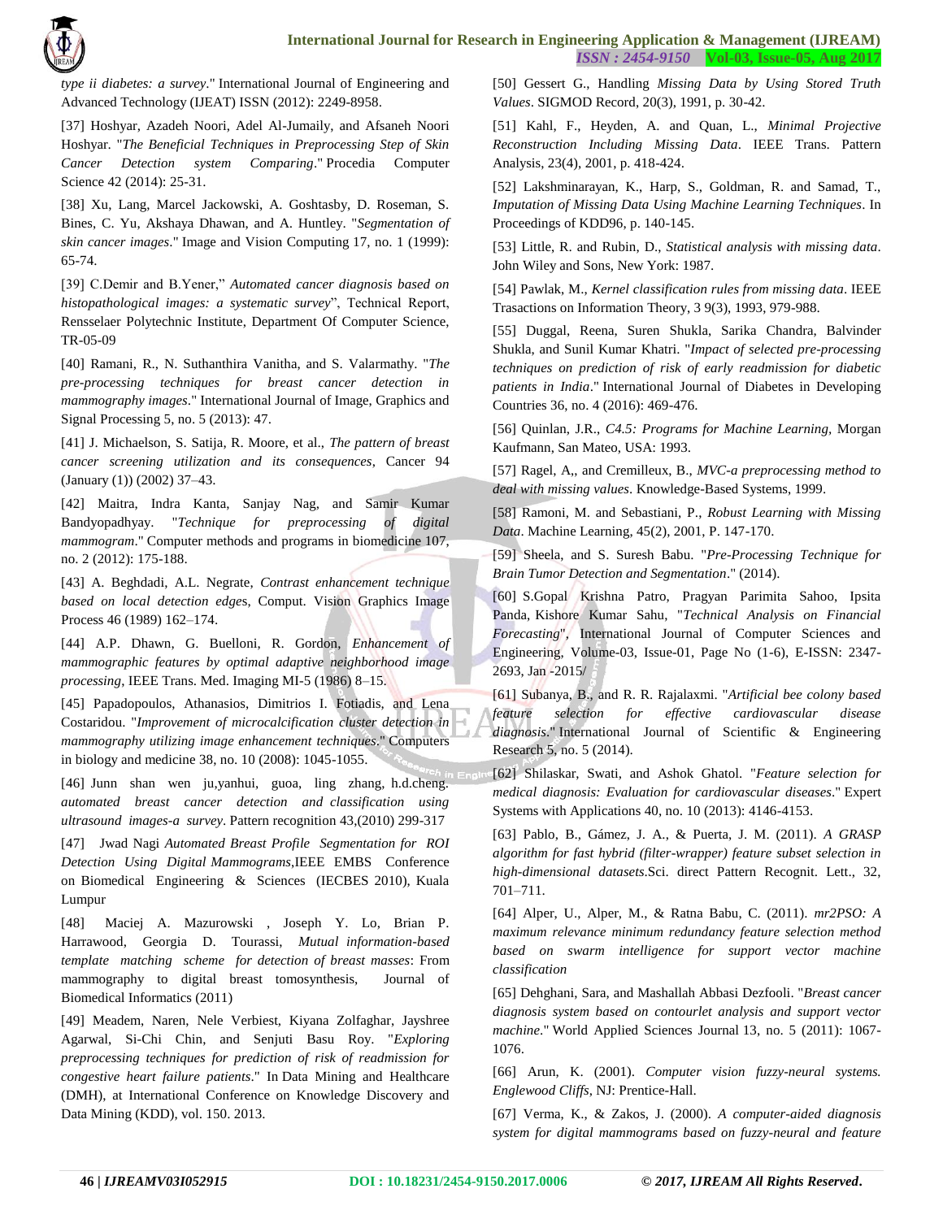*type ii diabetes: a survey*." International Journal of Engineering and Advanced Technology (IJEAT) ISSN (2012): 2249-8958.

[37] Hoshyar, Azadeh Noori, Adel Al-Jumaily, and Afsaneh Noori Hoshyar. "*The Beneficial Techniques in Preprocessing Step of Skin Cancer Detection system Comparing*." Procedia Computer Science 42 (2014): 25-31.

[38] Xu, Lang, Marcel Jackowski, A. Goshtasby, D. Roseman, S. Bines, C. Yu, Akshaya Dhawan, and A. Huntley. "*Segmentation of skin cancer images*." Image and Vision Computing 17, no. 1 (1999): 65-74.

[39] C.Demir and B.Yener," *Automated cancer diagnosis based on histopathological images: a systematic survey*", Technical Report, Rensselaer Polytechnic Institute, Department Of Computer Science, TR-05-09

[40] Ramani, R., N. Suthanthira Vanitha, and S. Valarmathy. "*The pre-processing techniques for breast cancer detection in mammography images*." International Journal of Image, Graphics and Signal Processing 5, no. 5 (2013): 47.

[41] J. Michaelson, S. Satija, R. Moore, et al., *The pattern of breast cancer screening utilization and its consequences*, Cancer 94 (January (1)) (2002) 37–43.

[42] Maitra, Indra Kanta, Sanjay Nag, and Samir Kumar Bandyopadhyay. "*Technique for preprocessing of digital mammogram*." Computer methods and programs in biomedicine 107, no. 2 (2012): 175-188.

[43] A. Beghdadi, A.L. Negrate, *Contrast enhancement technique based on local detection edges*, Comput. Vision Graphics Image Process 46 (1989) 162–174.

[44] A.P. Dhawn, G. Buelloni, R. Gordon, *Enhancement of mammographic features by optimal adaptive neighborhood image processing*, IEEE Trans. Med. Imaging MI-5 (1986) 8–15.

[45] Papadopoulos, Athanasios, Dimitrios I. Fotiadis, and Lena Costaridou. "*Improvement of microcalcification cluster detection in mammography utilizing image enhancement techniques*." Computers in biology and medicine 38, no. 10 (2008): 1045-1055.

[46] Junn shan wen ju,yanhui, guoa, ling zhang, h.d.cheng. *automated breast cancer detection and classification using ultrasound images-a survey*. Pattern recognition 43,(2010) 299-317

[47] Jwad Nagi *Automated Breast Profile Segmentation for ROI Detection Using Digital Mammograms*,IEEE EMBS Conference on Biomedical Engineering & Sciences (IECBES 2010), Kuala Lumpur

[48] Maciej A. Mazurowski , Joseph Y. Lo, Brian P. Harrawood, Georgia D. Tourassi, *Mutual information-based template matching scheme for detection of breast masses*: From mammography to digital breast tomosynthesis, Journal of Biomedical Informatics (2011)

[49] Meadem, Naren, Nele Verbiest, Kiyana Zolfaghar, Jayshree Agarwal, Si-Chi Chin, and Senjuti Basu Roy. "*Exploring preprocessing techniques for prediction of risk of readmission for congestive heart failure patients*." In Data Mining and Healthcare (DMH), at International Conference on Knowledge Discovery and Data Mining (KDD), vol. 150. 2013.

[50] Gessert G., Handling *Missing Data by Using Stored Truth Values*. SIGMOD Record, 20(3), 1991, p. 30-42.

[51] Kahl, F., Heyden, A. and Quan, L., *Minimal Projective Reconstruction Including Missing Data*. IEEE Trans. Pattern Analysis, 23(4), 2001, p. 418-424.

[52] Lakshminarayan, K., Harp, S., Goldman, R. and Samad, T., *Imputation of Missing Data Using Machine Learning Techniques*. In Proceedings of KDD96, p. 140-145.

[53] Little, R. and Rubin, D., *Statistical analysis with missing data*. John Wiley and Sons, New York: 1987.

[54] Pawlak, M., *Kernel classification rules from missing data*. IEEE Trasactions on Information Theory, 3 9(3), 1993, 979-988.

[55] Duggal, Reena, Suren Shukla, Sarika Chandra, Balvinder Shukla, and Sunil Kumar Khatri. "*Impact of selected pre-processing techniques on prediction of risk of early readmission for diabetic patients in India*." International Journal of Diabetes in Developing Countries 36, no. 4 (2016): 469-476.

[56] Quinlan, J.R., *C4.5: Programs for Machine Learning*, Morgan Kaufmann, San Mateo, USA: 1993.

[57] Ragel, A,, and Cremilleux, B., *MVC-a preprocessing method to deal with missing values*. Knowledge-Based Systems, 1999.

[58] Ramoni, M. and Sebastiani, P., *Robust Learning with Missing Data*. Machine Learning, 45(2), 2001, P. 147-170.

[59] Sheela, and S. Suresh Babu. "*Pre-Processing Technique for Brain Tumor Detection and Segmentation*." (2014).

[60] S.Gopal Krishna Patro, Pragyan Parimita Sahoo, Ipsita Panda, Kishore Kumar Sahu, "*Technical Analysis on Financial Forecasting*", International Journal of Computer Sciences and Engineering, Volume-03, Issue-01, Page No (1-6), E-ISSN: 2347-2693, Jan -2015/

[61] Subanya, B., and R. R. Rajalaxmi. "*Artificial bee colony based feature selection for effective cardiovascular disease diagnosis*." International Journal of Scientific & Engineering Research 5, no. 5 (2014).

[62] Shilaskar, Swati, and Ashok Ghatol. "*Feature selection for medical diagnosis: Evaluation for cardiovascular diseases*." Expert Systems with Applications 40, no. 10 (2013): 4146-4153.

[63] Pablo, B., Gámez, J. A., & Puerta, J. M. (2011). *A GRASP algorithm for fast hybrid (filter-wrapper) feature subset selection in high-dimensional datasets*.Sci. direct Pattern Recognit. Lett., 32, 701–711.

[64] Alper, U., Alper, M., & Ratna Babu, C. (2011). *mr2PSO: A maximum relevance minimum redundancy feature selection method based on swarm intelligence for support vector machine classification*

[65] Dehghani, Sara, and Mashallah Abbasi Dezfooli. "*Breast cancer diagnosis system based on contourlet analysis and support vector machine*." World Applied Sciences Journal 13, no. 5 (2011): 1067-1076.

[66] Arun, K. (2001). *Computer vision fuzzy-neural systems. Englewood Cliffs*, NJ: Prentice-Hall.

[67] Verma, K., & Zakos, J. (2000). *A computer-aided diagnosis system for digital mammograms based on fuzzy-neural and feature*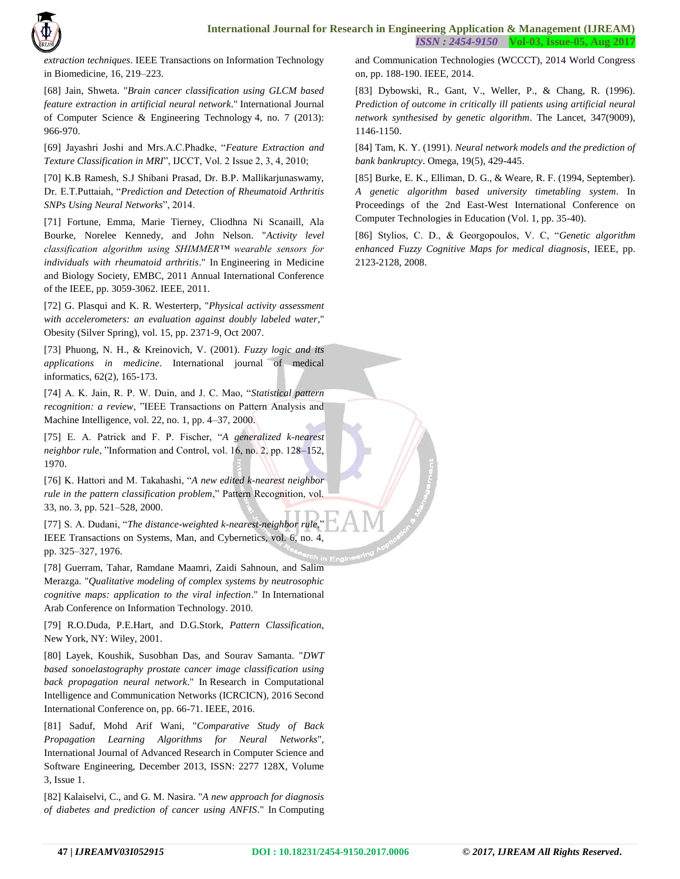*extraction techniques*. IEEE Transactions on Information Technology in Biomedicine, 16, 219–223.

[68] Jain, Shweta. "*Brain cancer classification using GLCM based feature extraction in artificial neural network*." International Journal of Computer Science & Engineering Technology 4, no. 7 (2013): 966-970.

[69] Jayashri Joshi and Mrs.A.C.Phadke, "*Feature Extraction and Texture Classification in MRI*", IJCCT, Vol. 2 Issue 2, 3, 4, 2010;

[70] K.B Ramesh, S.J Shibani Prasad, Dr. B.P. Mallikarjunaswamy, Dr. E.T.Puttaiah, "*Prediction and Detection of Rheumatoid Arthritis SNPs Using Neural Networks*", 2014.

[71] Fortune, Emma, Marie Tierney, Cliodhna Ni Scanaill, Ala Bourke, Norelee Kennedy, and John Nelson. "*Activity level classification algorithm using SHIMMER™ wearable sensors for individuals with rheumatoid arthritis*." In Engineering in Medicine and Biology Society, EMBC, 2011 Annual International Conference of the IEEE, pp. 3059-3062. IEEE, 2011.

[72] G. Plasqui and K. R. Westerterp, "*Physical activity assessment with accelerometers: an evaluation against doubly labeled water*," Obesity (Silver Spring), vol. 15, pp. 2371-9, Oct 2007.

[73] Phuong, N. H., & Kreinovich, V. (2001). *Fuzzy logic and its applications in medicine*. International journal of medical informatics, 62(2), 165-173.

[74] A. K. Jain, R. P. W. Duin, and J. C. Mao, "*Statistical pattern recognition: a review*, "IEEE Transactions on Pattern Analysis and Machine Intelligence, vol. 22, no. 1, pp. 4–37, 2000.

[75] E. A. Patrick and F. P. Fischer, "*A generalized k-nearest neighbor rule*, "Information and Control, vol. 16, no. 2, pp. 128–152, 1970.

[76] K. Hattori and M. Takahashi, "*A new edited k-nearest neighbor rule in the pattern classification problem*," Pattern Recognition, vol. 33, no. 3, pp. 521–528, 2000.

[77] S. A. Dudani, "*The distance-weighted k-nearest-neighbor rule*," IEEE Transactions on Systems, Man, and Cybernetics, vol. 6, no. 4, pp. 325–327, 1976.

[78] Guerram, Tahar, Ramdane Maamri, Zaidi Sahnoun, and Salim Merazga. "*Qualitative modeling of complex systems by neutrosophic cognitive maps: application to the viral infection*." In International Arab Conference on Information Technology. 2010.

[79] R.O.Duda, P.E.Hart, and D.G.Stork, *Pattern Classification*, New York, NY: Wiley, 2001.

[80] Layek, Koushik, Susobhan Das, and Sourav Samanta. "*DWT based sonoelastography prostate cancer image classification using back propagation neural network*." In Research in Computational Intelligence and Communication Networks (ICRCICN), 2016 Second International Conference on, pp. 66-71. IEEE, 2016.

[81] Saduf, Mohd Arif Wani, "*Comparative Study of Back Propagation Learning Algorithms for Neural Networks*", International Journal of Advanced Research in Computer Science and Software Engineering, December 2013, ISSN: 2277 128X, Volume 3, Issue 1.

[82] Kalaiselvi, C., and G. M. Nasira. "*A new approach for diagnosis of diabetes and prediction of cancer using ANFIS*." In Computing and Communication Technologies (WCCCT), 2014 World Congress on, pp. 188-190. IEEE, 2014.

[83] Dybowski, R., Gant, V., Weller, P., & Chang, R. (1996). *Prediction of outcome in critically ill patients using artificial neural network synthesised by genetic algorithm*. The Lancet, 347(9009), 1146-1150.

[84] Tam, K. Y. (1991). *Neural network models and the prediction of bank bankruptcy*. Omega, 19(5), 429-445.

[85] Burke, E. K., Elliman, D. G., & Weare, R. F. (1994, September). *A genetic algorithm based university timetabling system*. In Proceedings of the 2nd East-West International Conference on Computer Technologies in Education (Vol. 1, pp. 35-40).

[86] Stylios, C. D., & Georgopoulos, V. C, "*Genetic algorithm enhanced Fuzzy Cognitive Maps for medical diagnosis*, IEEE, pp. 2123-2128, 2008.